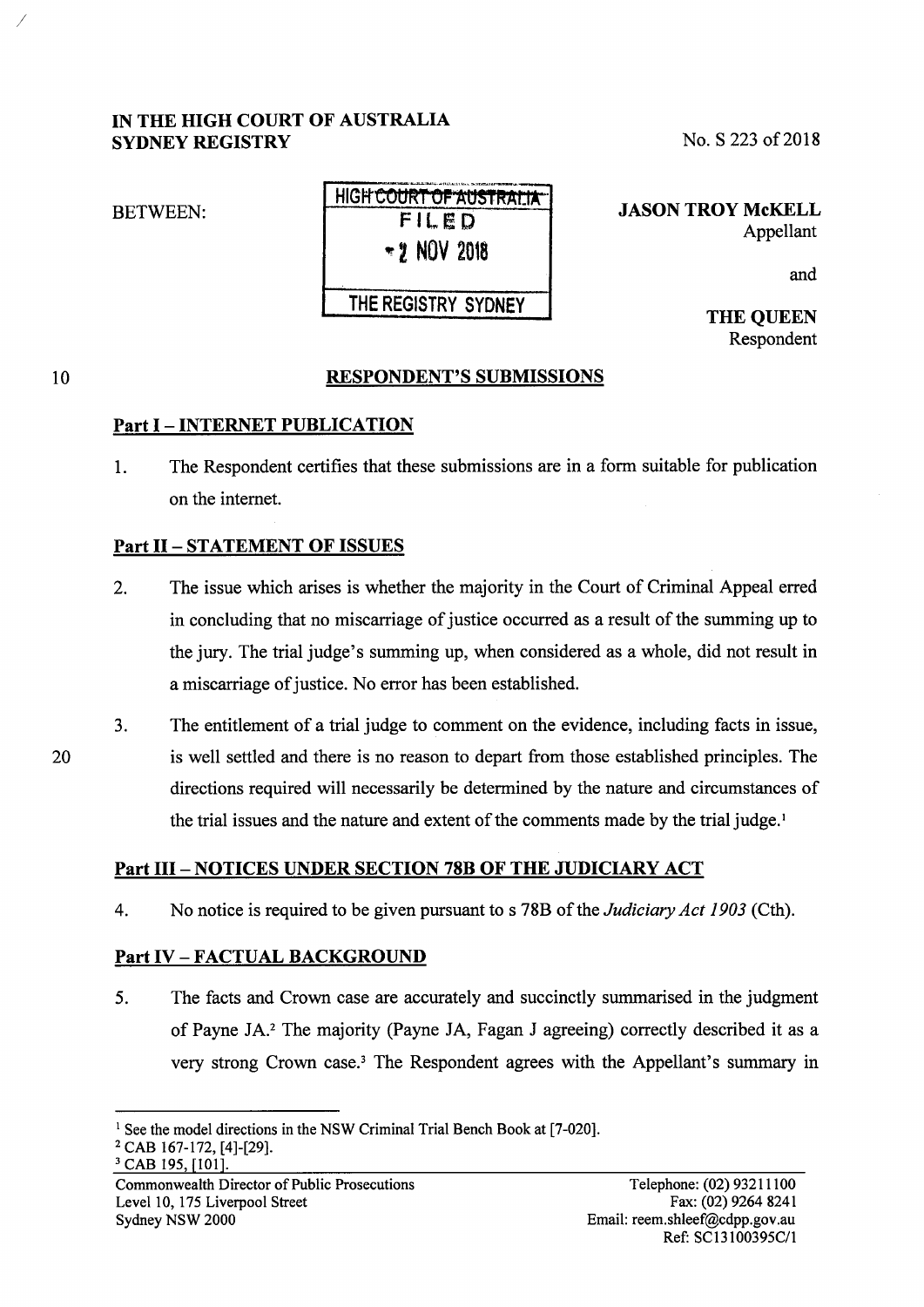IN THE HIGH COURT OF AUSTRALIA
SYDNEY REGISTRY

No. S 223 of 2018

BETWEEN:

HIGH COURT OF AUSTRALIA
FILED
- 2 NOV 2018
THE REGISTRY SYDNEY

**JASON TROY McKELL**
Appellant

and

**THE QUEEN**
Respondent

## RESPONDENT'S SUBMISSIONS

### Part I – INTERNET PUBLICATION

1. The Respondent certifies that these submissions are in a form suitable for publication on the internet.

### Part II – STATEMENT OF ISSUES

2. The issue which arises is whether the majority in the Court of Criminal Appeal erred in concluding that no miscarriage of justice occurred as a result of the summing up to the jury. The trial judge's summing up, when considered as a whole, did not result in a miscarriage of justice. No error has been established.

3. The entitlement of a trial judge to comment on the evidence, including facts in issue, is well settled and there is no reason to depart from those established principles. The directions required will necessarily be determined by the nature and circumstances of the trial issues and the nature and extent of the comments made by the trial judge.[1]

### Part III – NOTICES UNDER SECTION 78B OF THE JUDICIARY ACT

4. No notice is required to be given pursuant to s 78B of the *Judiciary Act 1903* (Cth).

### Part IV – FACTUAL BACKGROUND

5. The facts and Crown case are accurately and succinctly summarised in the judgment of Payne JA.[2] The majority (Payne JA, Fagan J agreeing) correctly described it as a very strong Crown case.[3] The Respondent agrees with the Appellant's summary in

---

[1] See the model directions in the NSW Criminal Trial Bench Book at [7-020].

[2] CAB 167-172, [4]-[29].

[3] CAB 195, [101].

Commonwealth Director of Public Prosecutions
Level 10, 175 Liverpool Street
Sydney NSW 2000

Telephone: (02) 93211100
Fax: (02) 9264 8241
Email: reem.shleef@cdpp.gov.au
Ref: SC13100395C/1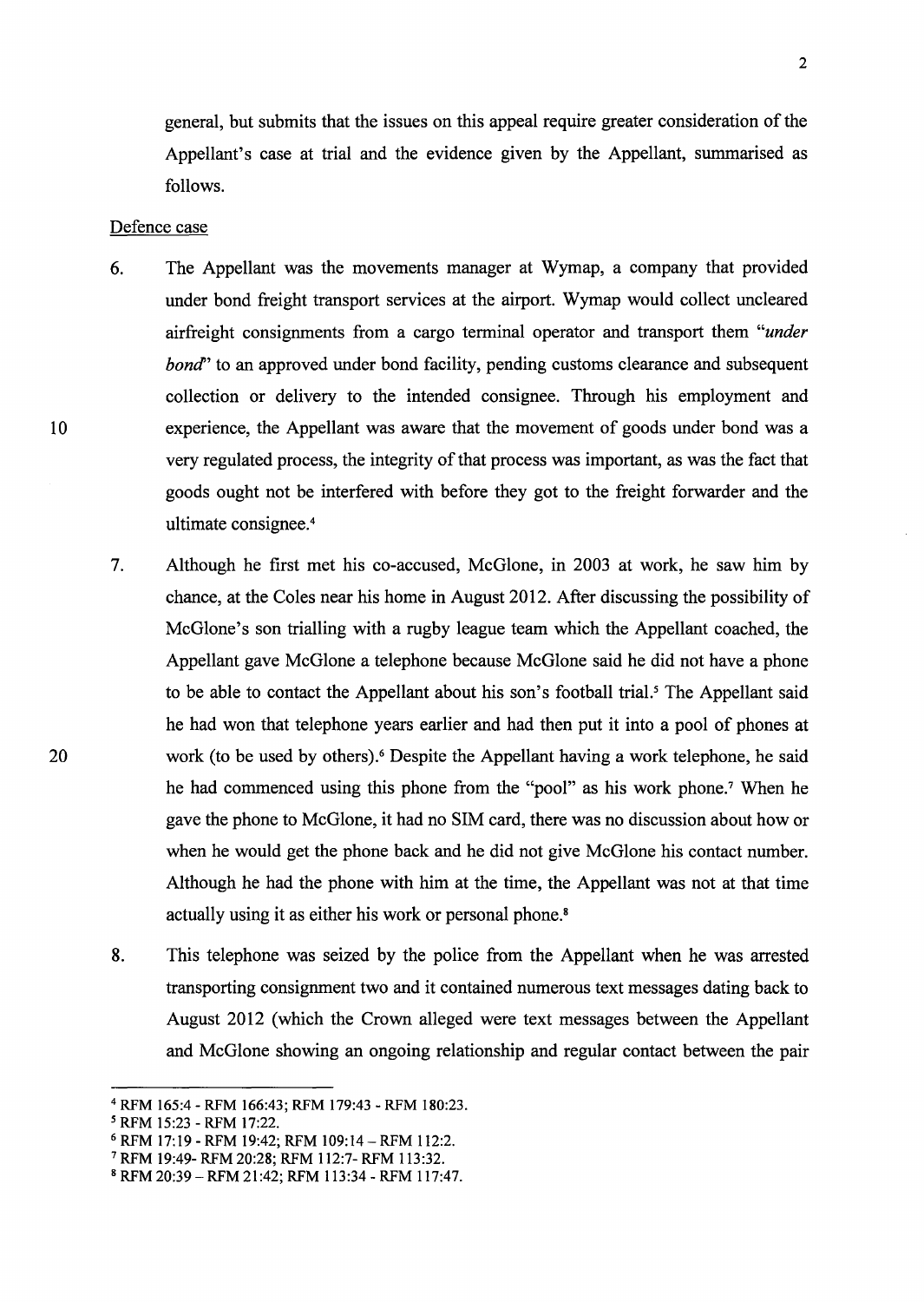general, but submits that the issues on this appeal require greater consideration of the Appellant's case at trial and the evidence given by the Appellant, summarised as follows.

Defence case

6. The Appellant was the movements manager at Wymap, a company that provided under bond freight transport services at the airport. Wymap would collect uncleared airfreight consignments from a cargo terminal operator and transport them "*under bond*" to an approved under bond facility, pending customs clearance and subsequent collection or delivery to the intended consignee. Through his employment and experience, the Appellant was aware that the movement of goods under bond was a very regulated process, the integrity of that process was important, as was the fact that goods ought not be interfered with before they got to the freight forwarder and the ultimate consignee.[4]

7. Although he first met his co-accused, McGlone, in 2003 at work, he saw him by chance, at the Coles near his home in August 2012. After discussing the possibility of McGlone's son trialling with a rugby league team which the Appellant coached, the Appellant gave McGlone a telephone because McGlone said he did not have a phone to be able to contact the Appellant about his son's football trial.[5] The Appellant said he had won that telephone years earlier and had then put it into a pool of phones at work (to be used by others).[6] Despite the Appellant having a work telephone, he said he had commenced using this phone from the "pool" as his work phone.[7] When he gave the phone to McGlone, it had no SIM card, there was no discussion about how or when he would get the phone back and he did not give McGlone his contact number. Although he had the phone with him at the time, the Appellant was not at that time actually using it as either his work or personal phone.[8]

8. This telephone was seized by the police from the Appellant when he was arrested transporting consignment two and it contained numerous text messages dating back to August 2012 (which the Crown alleged were text messages between the Appellant and McGlone showing an ongoing relationship and regular contact between the pair

---

[4] RFM 165:4 - RFM 166:43; RFM 179:43 - RFM 180:23.

[5] RFM 15:23 - RFM 17:22.

[6] RFM 17:19 - RFM 19:42; RFM 109:14 – RFM 112:2.

[7] RFM 19:49- RFM 20:28; RFM 112:7- RFM 113:32.

[8] RFM 20:39 – RFM 21:42; RFM 113:34 - RFM 117:47.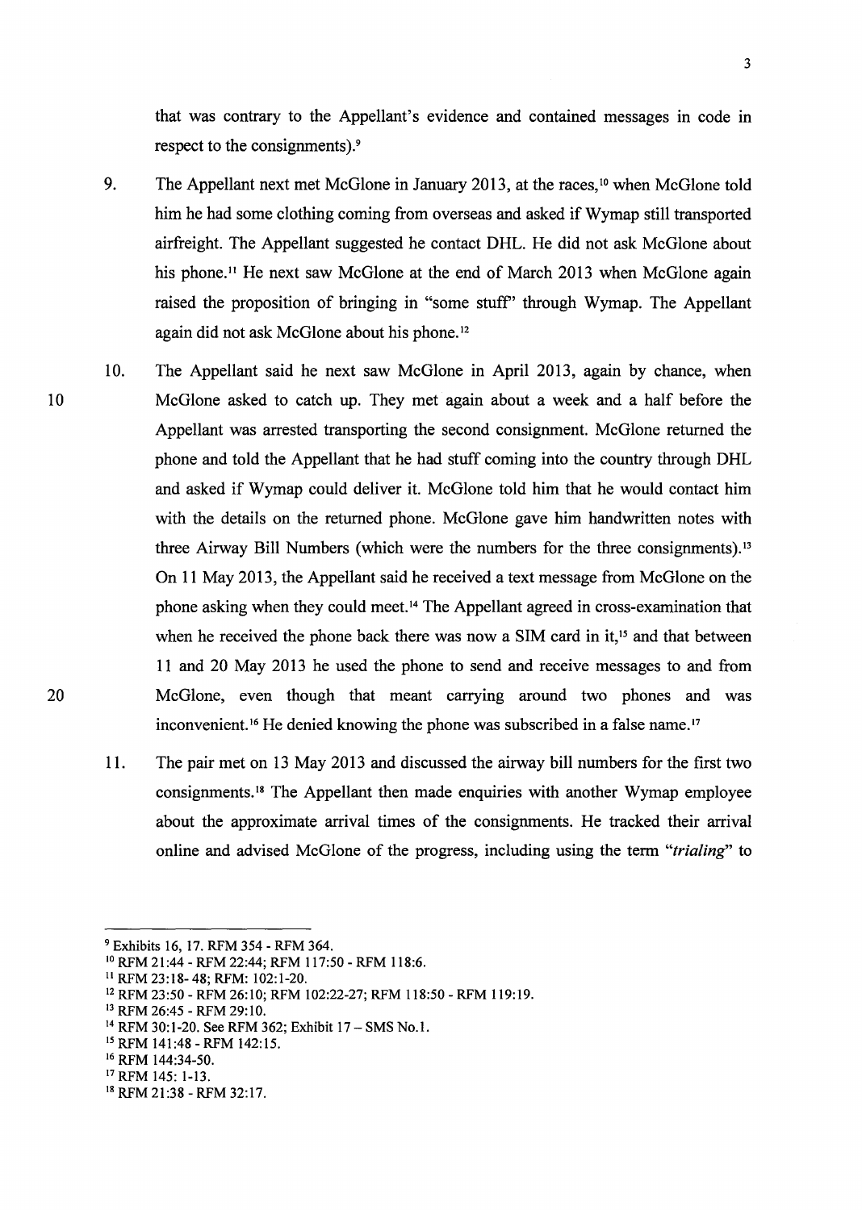that was contrary to the Appellant's evidence and contained messages in code in respect to the consignments).[9]

9. The Appellant next met McGlone in January 2013, at the races,[10] when McGlone told him he had some clothing coming from overseas and asked if Wymap still transported airfreight. The Appellant suggested he contact DHL. He did not ask McGlone about his phone.[11] He next saw McGlone at the end of March 2013 when McGlone again raised the proposition of bringing in "some stuff" through Wymap. The Appellant again did not ask McGlone about his phone.[12]

10. The Appellant said he next saw McGlone in April 2013, again by chance, when McGlone asked to catch up. They met again about a week and a half before the Appellant was arrested transporting the second consignment. McGlone returned the phone and told the Appellant that he had stuff coming into the country through DHL and asked if Wymap could deliver it. McGlone told him that he would contact him with the details on the returned phone. McGlone gave him handwritten notes with three Airway Bill Numbers (which were the numbers for the three consignments).[13] On 11 May 2013, the Appellant said he received a text message from McGlone on the phone asking when they could meet.[14] The Appellant agreed in cross-examination that when he received the phone back there was now a SIM card in it,[15] and that between 11 and 20 May 2013 he used the phone to send and receive messages to and from McGlone, even though that meant carrying around two phones and was inconvenient.[16] He denied knowing the phone was subscribed in a false name.[17]

11. The pair met on 13 May 2013 and discussed the airway bill numbers for the first two consignments.[18] The Appellant then made enquiries with another Wymap employee about the approximate arrival times of the consignments. He tracked their arrival online and advised McGlone of the progress, including using the term "*trialing*" to

---

[9] Exhibits 16, 17. RFM 354 - RFM 364.

[10] RFM 21:44 - RFM 22:44; RFM 117:50 - RFM 118:6.

[11] RFM 23:18- 48; RFM: 102:1-20.

[12] RFM 23:50 - RFM 26:10; RFM 102:22-27; RFM 118:50 - RFM 119:19.

[13] RFM 26:45 - RFM 29:10.

[14] RFM 30:1-20. See RFM 362; Exhibit 17 – SMS No.1.

[15] RFM 141:48 - RFM 142:15.

[16] RFM 144:34-50.

[17] RFM 145: 1-13.

[18] RFM 21:38 - RFM 32:17.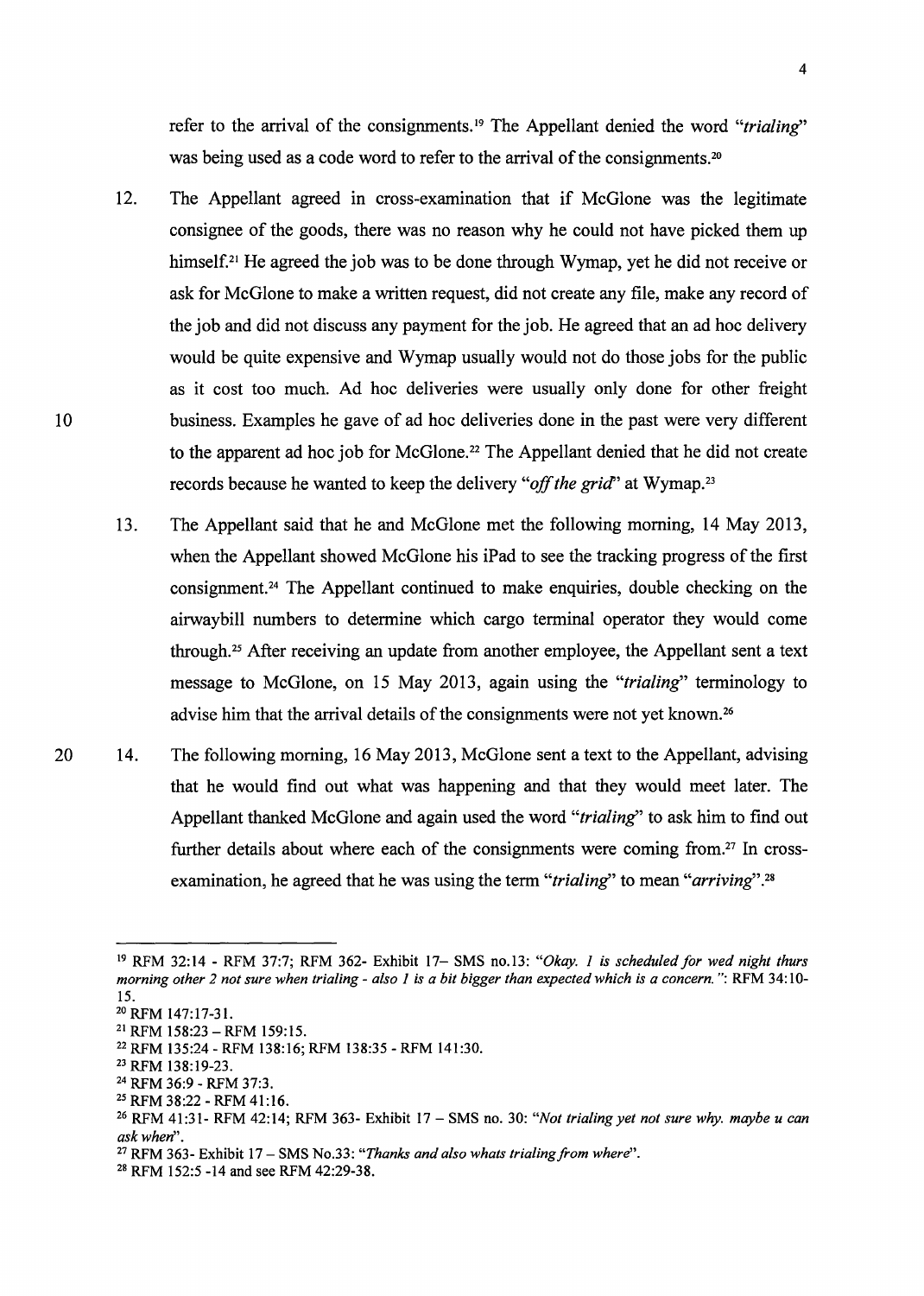refer to the arrival of the consignments.[19] The Appellant denied the word *"trialing"* was being used as a code word to refer to the arrival of the consignments.[20]

12. The Appellant agreed in cross-examination that if McGlone was the legitimate consignee of the goods, there was no reason why he could not have picked them up himself.[21] He agreed the job was to be done through Wymap, yet he did not receive or ask for McGlone to make a written request, did not create any file, make any record of the job and did not discuss any payment for the job. He agreed that an ad hoc delivery would be quite expensive and Wymap usually would not do those jobs for the public as it cost too much. Ad hoc deliveries were usually only done for other freight business. Examples he gave of ad hoc deliveries done in the past were very different to the apparent ad hoc job for McGlone.[22] The Appellant denied that he did not create records because he wanted to keep the delivery *"off the grid"* at Wymap.[23]

13. The Appellant said that he and McGlone met the following morning, 14 May 2013, when the Appellant showed McGlone his iPad to see the tracking progress of the first consignment.[24] The Appellant continued to make enquiries, double checking on the airwaybill numbers to determine which cargo terminal operator they would come through.[25] After receiving an update from another employee, the Appellant sent a text message to McGlone, on 15 May 2013, again using the *"trialing"* terminology to advise him that the arrival details of the consignments were not yet known.[26]

14. The following morning, 16 May 2013, McGlone sent a text to the Appellant, advising that he would find out what was happening and that they would meet later. The Appellant thanked McGlone and again used the word *"trialing"* to ask him to find out further details about where each of the consignments were coming from.[27] In cross-examination, he agreed that he was using the term *"trialing"* to mean *"arriving"*.[28]

---

[19] RFM 32:14 - RFM 37:7; RFM 362- Exhibit 17– SMS no.13: *"Okay. 1 is scheduled for wed night thurs morning other 2 not sure when trialing - also 1 is a bit bigger than expected which is a concern."*: RFM 34:10-15.

[20] RFM 147:17-31.

[21] RFM 158:23 – RFM 159:15.

[22] RFM 135:24 - RFM 138:16; RFM 138:35 - RFM 141:30.

[23] RFM 138:19-23.

[24] RFM 36:9 - RFM 37:3.

[25] RFM 38:22 - RFM 41:16.

[26] RFM 41:31- RFM 42:14; RFM 363- Exhibit 17 – SMS no. 30: *"Not trialing yet not sure why. maybe u can ask when"*.

[27] RFM 363- Exhibit 17 – SMS No.33: *"Thanks and also whats trialing from where"*.

[28] RFM 152:5 -14 and see RFM 42:29-38.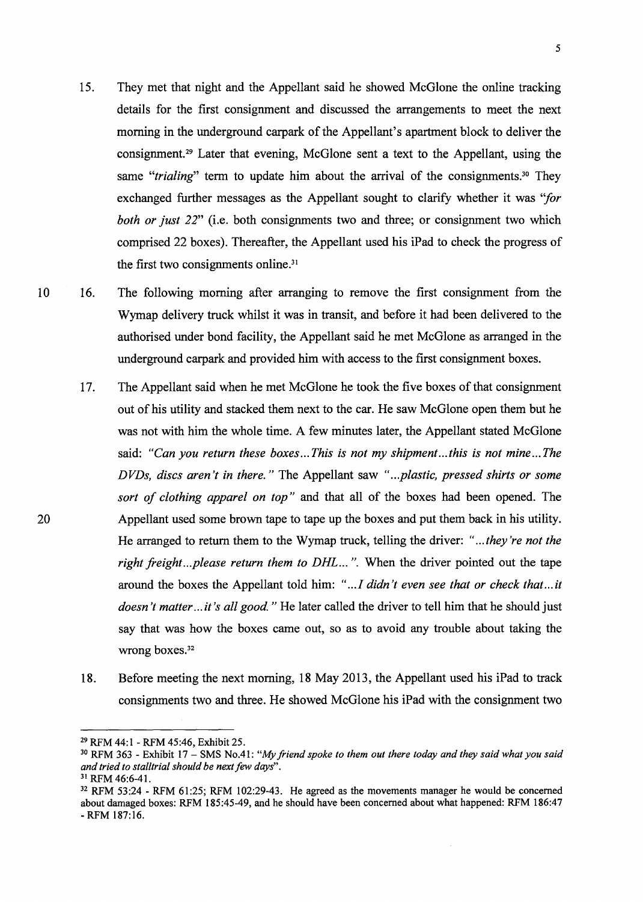15. They met that night and the Appellant said he showed McGlone the online tracking details for the first consignment and discussed the arrangements to meet the next morning in the underground carpark of the Appellant's apartment block to deliver the consignment.[29] Later that evening, McGlone sent a text to the Appellant, using the same *"trialing"* term to update him about the arrival of the consignments.[30] They exchanged further messages as the Appellant sought to clarify whether it was *"for both or just 22"* (i.e. both consignments two and three; or consignment two which comprised 22 boxes). Thereafter, the Appellant used his iPad to check the progress of the first two consignments online.[31]

16. The following morning after arranging to remove the first consignment from the Wymap delivery truck whilst it was in transit, and before it had been delivered to the authorised under bond facility, the Appellant said he met McGlone as arranged in the underground carpark and provided him with access to the first consignment boxes.

17. The Appellant said when he met McGlone he took the five boxes of that consignment out of his utility and stacked them next to the car. He saw McGlone open them but he was not with him the whole time. A few minutes later, the Appellant stated McGlone said: *"Can you return these boxes...This is not my shipment...this is not mine...The DVDs, discs aren't in there."* The Appellant saw *"...plastic, pressed shirts or some sort of clothing apparel on top"* and that all of the boxes had been opened. The Appellant used some brown tape to tape up the boxes and put them back in his utility. He arranged to return them to the Wymap truck, telling the driver: *"...they're not the right freight...please return them to DHL..."*. When the driver pointed out the tape around the boxes the Appellant told him: *"...I didn't even see that or check that...it doesn't matter...it's all good."* He later called the driver to tell him that he should just say that was how the boxes came out, so as to avoid any trouble about taking the wrong boxes.[32]

18. Before meeting the next morning, 18 May 2013, the Appellant used his iPad to track consignments two and three. He showed McGlone his iPad with the consignment two

---

[29] RFM 44:1 - RFM 45:46, Exhibit 25.

[30] RFM 363 - Exhibit 17 – SMS No.41: *"My friend spoke to them out there today and they said what you said and tried to stalltrial should be next few days"*.

[31] RFM 46:6-41.

[32] RFM 53:24 - RFM 61:25; RFM 102:29-43. He agreed as the movements manager he would be concerned about damaged boxes: RFM 185:45-49, and he should have been concerned about what happened: RFM 186:47 - RFM 187:16.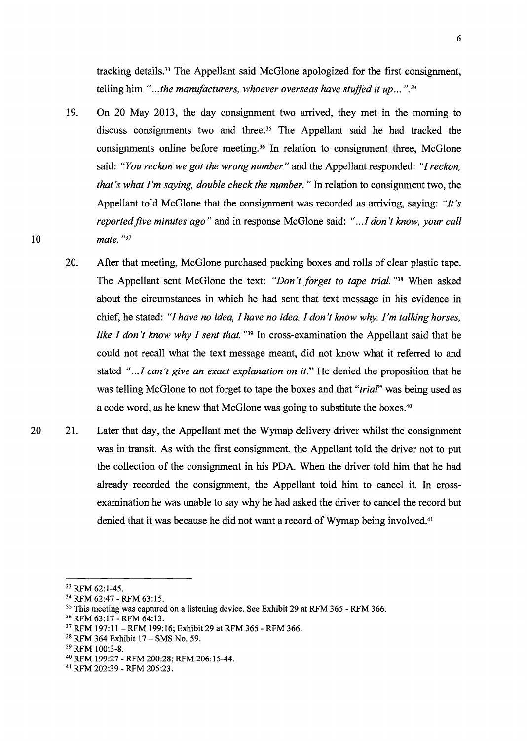tracking details.[33] The Appellant said McGlone apologized for the first consignment, telling him *"...the manufacturers, whoever overseas have stuffed it up..."*.[34]

19. On 20 May 2013, the day consignment two arrived, they met in the morning to discuss consignments two and three.[35] The Appellant said he had tracked the consignments online before meeting.[36] In relation to consignment three, McGlone said: *"You reckon we got the wrong number"* and the Appellant responded: *"I reckon, that's what I'm saying, double check the number."* In relation to consignment two, the Appellant told McGlone that the consignment was recorded as arriving, saying: *"It's reported five minutes ago"* and in response McGlone said: *"...I don't know, your call mate."*[37]

20. After that meeting, McGlone purchased packing boxes and rolls of clear plastic tape. The Appellant sent McGlone the text: *"Don't forget to tape trial."*[38] When asked about the circumstances in which he had sent that text message in his evidence in chief, he stated: *"I have no idea, I have no idea. I don't know why. I'm talking horses, like I don't know why I sent that."*[39] In cross-examination the Appellant said that he could not recall what the text message meant, did not know what it referred to and stated *"...I can't give an exact explanation on it."* He denied the proposition that he was telling McGlone to not forget to tape the boxes and that "*trial*" was being used as a code word, as he knew that McGlone was going to substitute the boxes.[40]

21. Later that day, the Appellant met the Wymap delivery driver whilst the consignment was in transit. As with the first consignment, the Appellant told the driver not to put the collection of the consignment in his PDA. When the driver told him that he had already recorded the consignment, the Appellant told him to cancel it. In cross-examination he was unable to say why he had asked the driver to cancel the record but denied that it was because he did not want a record of Wymap being involved.[41]

---

[33] RFM 62:1-45.

[34] RFM 62:47 - RFM 63:15.

[35] This meeting was captured on a listening device. See Exhibit 29 at RFM 365 - RFM 366.

[36] RFM 63:17 - RFM 64:13.

[37] RFM 197:11 – RFM 199:16; Exhibit 29 at RFM 365 - RFM 366.

[38] RFM 364 Exhibit 17 – SMS No. 59.

[39] RFM 100:3-8.

[40] RFM 199:27 - RFM 200:28; RFM 206:15-44.

[41] RFM 202:39 - RFM 205:23.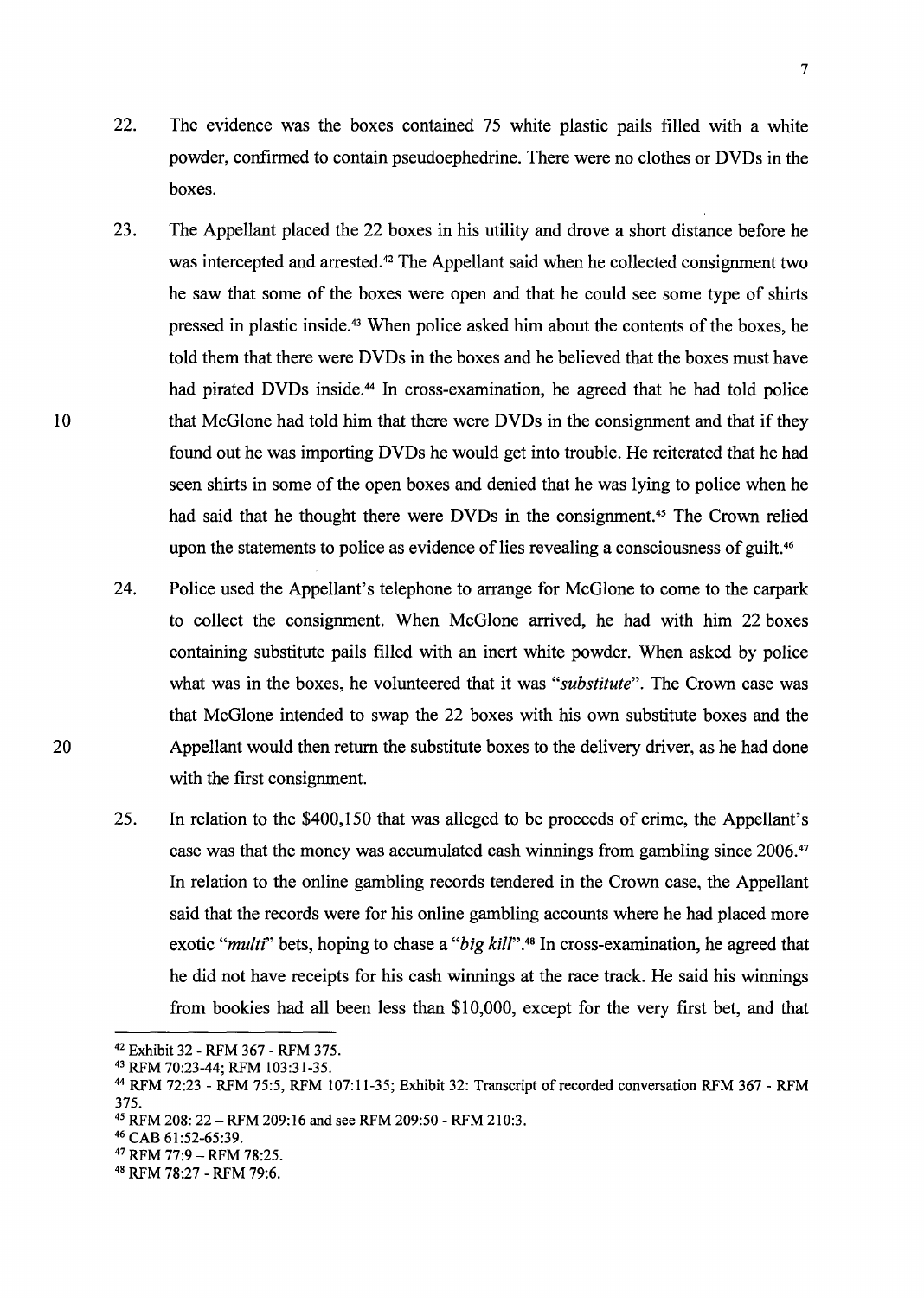22. The evidence was the boxes contained 75 white plastic pails filled with a white powder, confirmed to contain pseudoephedrine. There were no clothes or DVDs in the boxes.

23. The Appellant placed the 22 boxes in his utility and drove a short distance before he was intercepted and arrested.[42] The Appellant said when he collected consignment two he saw that some of the boxes were open and that he could see some type of shirts pressed in plastic inside.[43] When police asked him about the contents of the boxes, he told them that there were DVDs in the boxes and he believed that the boxes must have had pirated DVDs inside.[44] In cross-examination, he agreed that he had told police that McGlone had told him that there were DVDs in the consignment and that if they found out he was importing DVDs he would get into trouble. He reiterated that he had seen shirts in some of the open boxes and denied that he was lying to police when he had said that he thought there were DVDs in the consignment.[45] The Crown relied upon the statements to police as evidence of lies revealing a consciousness of guilt.[46]

24. Police used the Appellant's telephone to arrange for McGlone to come to the carpark to collect the consignment. When McGlone arrived, he had with him 22 boxes containing substitute pails filled with an inert white powder. When asked by police what was in the boxes, he volunteered that it was "*substitute*". The Crown case was that McGlone intended to swap the 22 boxes with his own substitute boxes and the Appellant would then return the substitute boxes to the delivery driver, as he had done with the first consignment.

25. In relation to the $400,150 that was alleged to be proceeds of crime, the Appellant's case was that the money was accumulated cash winnings from gambling since 2006.[47] In relation to the online gambling records tendered in the Crown case, the Appellant said that the records were for his online gambling accounts where he had placed more exotic "*multi*" bets, hoping to chase a "*big kill*".[48] In cross-examination, he agreed that he did not have receipts for his cash winnings at the race track. He said his winnings from bookies had all been less than $10,000, except for the very first bet, and that

---

[42] Exhibit 32 - RFM 367 - RFM 375.

[43] RFM 70:23-44; RFM 103:31-35.

[44] RFM 72:23 - RFM 75:5, RFM 107:11-35; Exhibit 32: Transcript of recorded conversation RFM 367 - RFM 375.

[45] RFM 208: 22 – RFM 209:16 and see RFM 209:50 - RFM 210:3.

[46] CAB 61:52-65:39.

[47] RFM 77:9 – RFM 78:25.

[48] RFM 78:27 - RFM 79:6.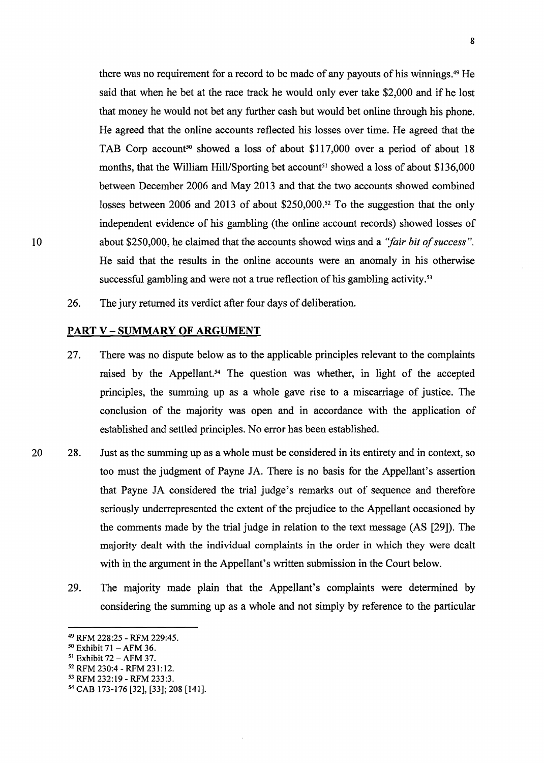there was no requirement for a record to be made of any payouts of his winnings.[49] He said that when he bet at the race track he would only ever take $2,000 and if he lost that money he would not bet any further cash but would bet online through his phone. He agreed that the online accounts reflected his losses over time. He agreed that the TAB Corp account[50] showed a loss of about $117,000 over a period of about 18 months, that the William Hill/Sporting bet account[51] showed a loss of about $136,000 between December 2006 and May 2013 and that the two accounts showed combined losses between 2006 and 2013 of about $250,000.[52] To the suggestion that the only independent evidence of his gambling (the online account records) showed losses of about $250,000, he claimed that the accounts showed wins and a *"fair bit of success"*. He said that the results in the online accounts were an anomaly in his otherwise successful gambling and were not a true reflection of his gambling activity.[53]

26. The jury returned its verdict after four days of deliberation.

## PART V – SUMMARY OF ARGUMENT

27. There was no dispute below as to the applicable principles relevant to the complaints raised by the Appellant.[54] The question was whether, in light of the accepted principles, the summing up as a whole gave rise to a miscarriage of justice. The conclusion of the majority was open and in accordance with the application of established and settled principles. No error has been established.

28. Just as the summing up as a whole must be considered in its entirety and in context, so too must the judgment of Payne JA. There is no basis for the Appellant's assertion that Payne JA considered the trial judge's remarks out of sequence and therefore seriously underrepresented the extent of the prejudice to the Appellant occasioned by the comments made by the trial judge in relation to the text message (AS [29]). The majority dealt with the individual complaints in the order in which they were dealt with in the argument in the Appellant's written submission in the Court below.

29. The majority made plain that the Appellant's complaints were determined by considering the summing up as a whole and not simply by reference to the particular

---

[49] RFM 228:25 - RFM 229:45.

[50] Exhibit 71 – AFM 36.

[51] Exhibit 72 – AFM 37.

[52] RFM 230:4 - RFM 231:12.

[53] RFM 232:19 - RFM 233:3.

[54] CAB 173-176 [32], [33]; 208 [141].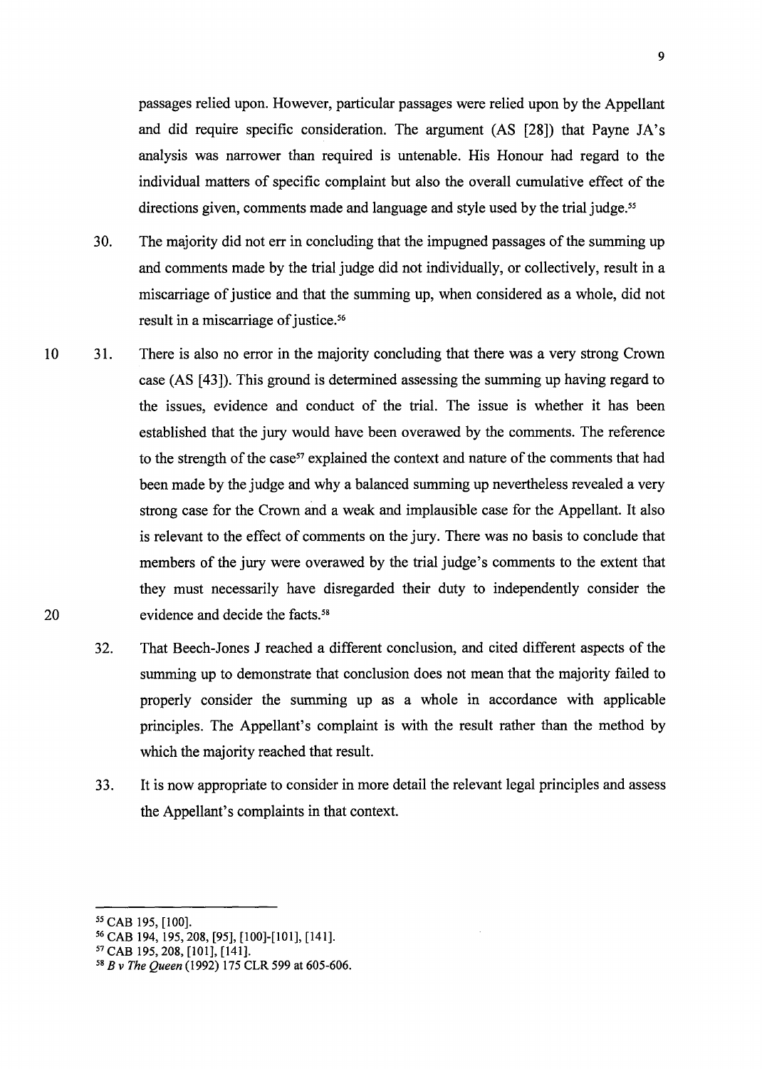passages relied upon. However, particular passages were relied upon by the Appellant and did require specific consideration. The argument (AS [28]) that Payne JA's analysis was narrower than required is untenable. His Honour had regard to the individual matters of specific complaint but also the overall cumulative effect of the directions given, comments made and language and style used by the trial judge.[55]

30. The majority did not err in concluding that the impugned passages of the summing up and comments made by the trial judge did not individually, or collectively, result in a miscarriage of justice and that the summing up, when considered as a whole, did not result in a miscarriage of justice.[56]

31. There is also no error in the majority concluding that there was a very strong Crown case (AS [43]). This ground is determined assessing the summing up having regard to the issues, evidence and conduct of the trial. The issue is whether it has been established that the jury would have been overawed by the comments. The reference to the strength of the case[57] explained the context and nature of the comments that had been made by the judge and why a balanced summing up nevertheless revealed a very strong case for the Crown and a weak and implausible case for the Appellant. It also is relevant to the effect of comments on the jury. There was no basis to conclude that members of the jury were overawed by the trial judge's comments to the extent that they must necessarily have disregarded their duty to independently consider the evidence and decide the facts.[58]

32. That Beech-Jones J reached a different conclusion, and cited different aspects of the summing up to demonstrate that conclusion does not mean that the majority failed to properly consider the summing up as a whole in accordance with applicable principles. The Appellant's complaint is with the result rather than the method by which the majority reached that result.

33. It is now appropriate to consider in more detail the relevant legal principles and assess the Appellant's complaints in that context.

---

[55] CAB 195, [100].

[56] CAB 194, 195, 208, [95], [100]-[101], [141].

[57] CAB 195, 208, [101], [141].

[58] *B v The Queen* (1992) 175 CLR 599 at 605-606.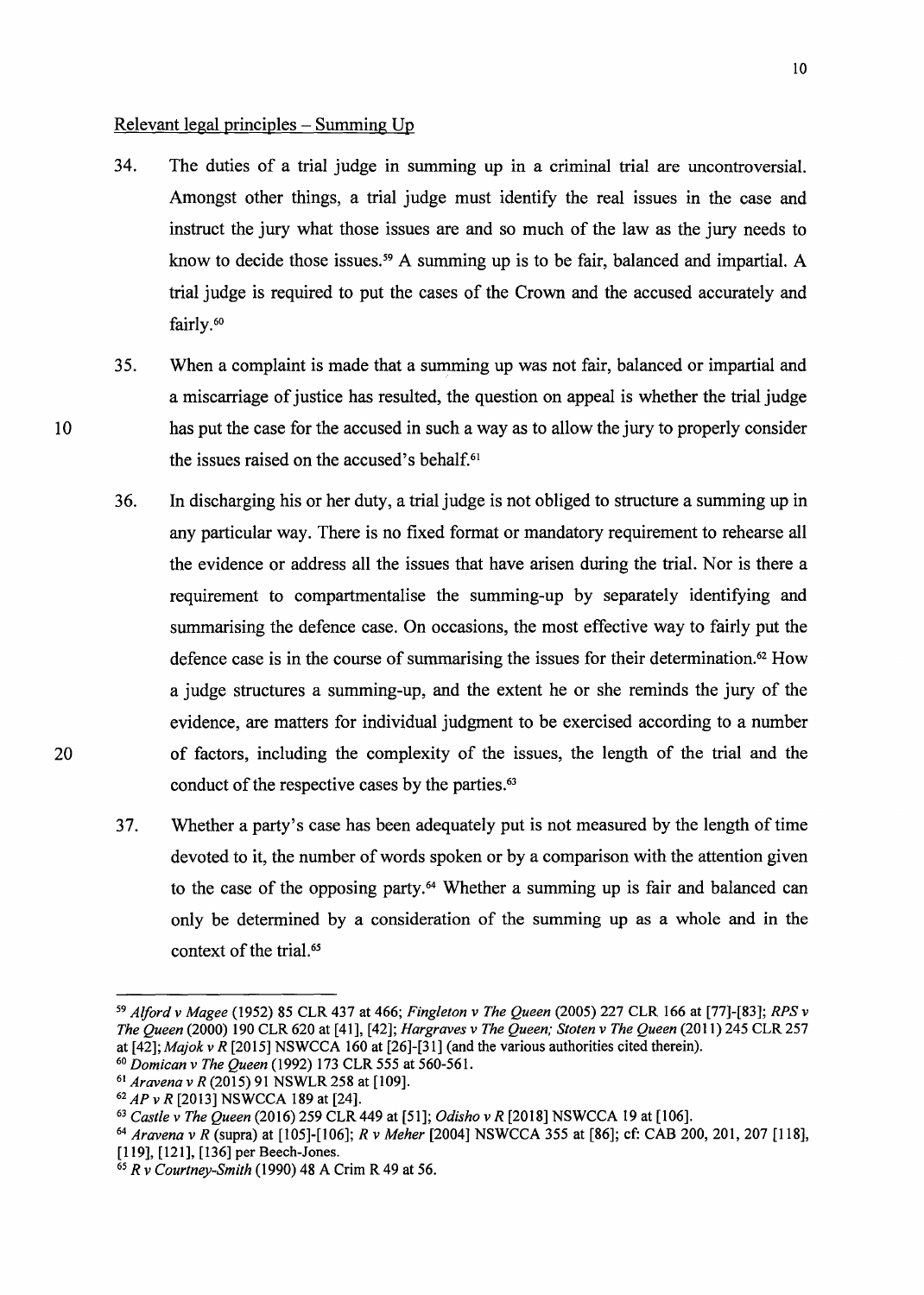Relevant legal principles – Summing Up

34. The duties of a trial judge in summing up in a criminal trial are uncontroversial. Amongst other things, a trial judge must identify the real issues in the case and instruct the jury what those issues are and so much of the law as the jury needs to know to decide those issues.[59] A summing up is to be fair, balanced and impartial. A trial judge is required to put the cases of the Crown and the accused accurately and fairly.[60]

35. When a complaint is made that a summing up was not fair, balanced or impartial and a miscarriage of justice has resulted, the question on appeal is whether the trial judge has put the case for the accused in such a way as to allow the jury to properly consider the issues raised on the accused's behalf.[61]

36. In discharging his or her duty, a trial judge is not obliged to structure a summing up in any particular way. There is no fixed format or mandatory requirement to rehearse all the evidence or address all the issues that have arisen during the trial. Nor is there a requirement to compartmentalise the summing-up by separately identifying and summarising the defence case. On occasions, the most effective way to fairly put the defence case is in the course of summarising the issues for their determination.[62] How a judge structures a summing-up, and the extent he or she reminds the jury of the evidence, are matters for individual judgment to be exercised according to a number of factors, including the complexity of the issues, the length of the trial and the conduct of the respective cases by the parties.[63]

37. Whether a party's case has been adequately put is not measured by the length of time devoted to it, the number of words spoken or by a comparison with the attention given to the case of the opposing party.[64] Whether a summing up is fair and balanced can only be determined by a consideration of the summing up as a whole and in the context of the trial.[65]

---

[59] *Alford v Magee* (1952) 85 CLR 437 at 466; *Fingleton v The Queen* (2005) 227 CLR 166 at [77]-[83]; *RPS v The Queen* (2000) 190 CLR 620 at [41], [42]; *Hargraves v The Queen; Stoten v The Queen* (2011) 245 CLR 257 at [42]; *Majok v R* [2015] NSWCCA 160 at [26]-[31] (and the various authorities cited therein).

[60] *Domican v The Queen* (1992) 173 CLR 555 at 560-561.

[61] *Aravena v R* (2015) 91 NSWLR 258 at [109].

[62] *AP v R* [2013] NSWCCA 189 at [24].

[63] *Castle v The Queen* (2016) 259 CLR 449 at [51]; *Odisho v R* [2018] NSWCCA 19 at [106].

[64] *Aravena v R* (supra) at [105]-[106]; *R v Meher* [2004] NSWCCA 355 at [86]; cf: CAB 200, 201, 207 [118], [119], [121], [136] per Beech-Jones.

[65] *R v Courtney-Smith* (1990) 48 A Crim R 49 at 56.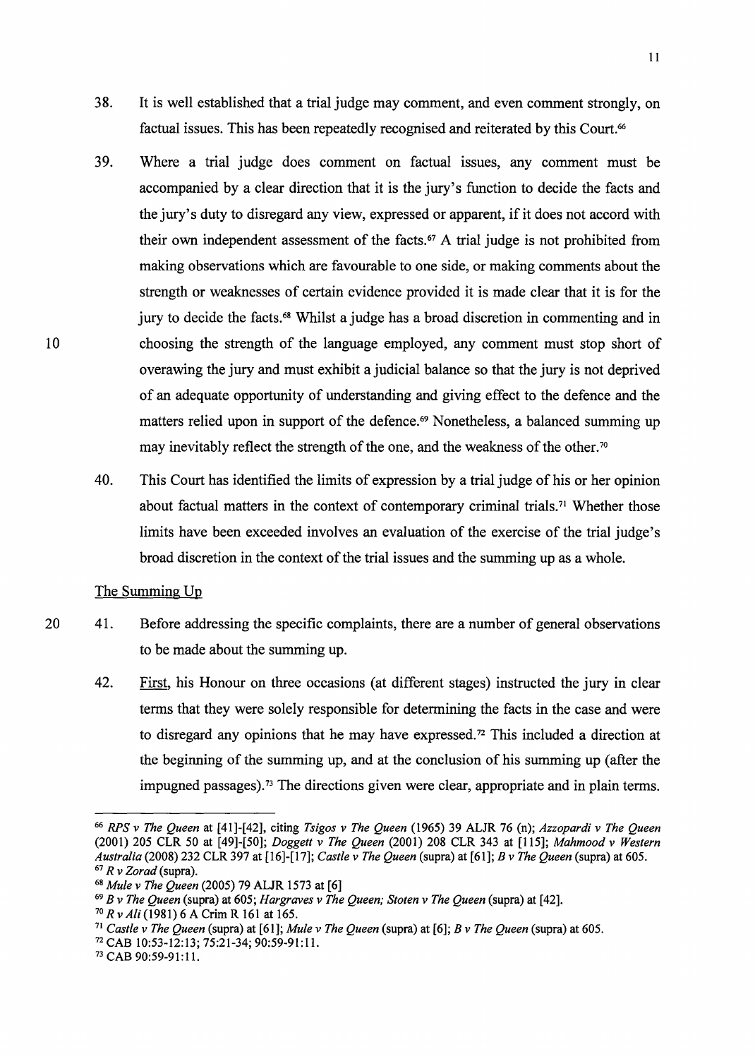38. It is well established that a trial judge may comment, and even comment strongly, on factual issues. This has been repeatedly recognised and reiterated by this Court.[66]

39. Where a trial judge does comment on factual issues, any comment must be accompanied by a clear direction that it is the jury's function to decide the facts and the jury's duty to disregard any view, expressed or apparent, if it does not accord with their own independent assessment of the facts.[67] A trial judge is not prohibited from making observations which are favourable to one side, or making comments about the strength or weaknesses of certain evidence provided it is made clear that it is for the jury to decide the facts.[68] Whilst a judge has a broad discretion in commenting and in choosing the strength of the language employed, any comment must stop short of overawing the jury and must exhibit a judicial balance so that the jury is not deprived of an adequate opportunity of understanding and giving effect to the defence and the matters relied upon in support of the defence.[69] Nonetheless, a balanced summing up may inevitably reflect the strength of the one, and the weakness of the other.[70]

40. This Court has identified the limits of expression by a trial judge of his or her opinion about factual matters in the context of contemporary criminal trials.[71] Whether those limits have been exceeded involves an evaluation of the exercise of the trial judge's broad discretion in the context of the trial issues and the summing up as a whole.

<u>The Summing Up</u>

41. Before addressing the specific complaints, there are a number of general observations to be made about the summing up.

42. <u>First</u>, his Honour on three occasions (at different stages) instructed the jury in clear terms that they were solely responsible for determining the facts in the case and were to disregard any opinions that he may have expressed.[72] This included a direction at the beginning of the summing up, and at the conclusion of his summing up (after the impugned passages).[73] The directions given were clear, appropriate and in plain terms.

---

[66] *RPS v The Queen* at [41]-[42], citing *Tsigos v The Queen* (1965) 39 ALJR 76 (n); *Azzopardi v The Queen* (2001) 205 CLR 50 at [49]-[50]; *Doggett v The Queen* (2001) 208 CLR 343 at [115]; *Mahmood v Western Australia* (2008) 232 CLR 397 at [16]-[17]; *Castle v The Queen* (supra) at [61]; *B v The Queen* (supra) at 605.

[67] *R v Zorad* (supra).

[68] *Mule v The Queen* (2005) 79 ALJR 1573 at [6]

[69] *B v The Queen* (supra) at 605; *Hargraves v The Queen; Stoten v The Queen* (supra) at [42].

[70] *R v Ali* (1981) 6 A Crim R 161 at 165.

[71] *Castle v The Queen* (supra) at [61]; *Mule v The Queen* (supra) at [6]; *B v The Queen* (supra) at 605.

[72] CAB 10:53-12:13; 75:21-34; 90:59-91:11.

[73] CAB 90:59-91:11.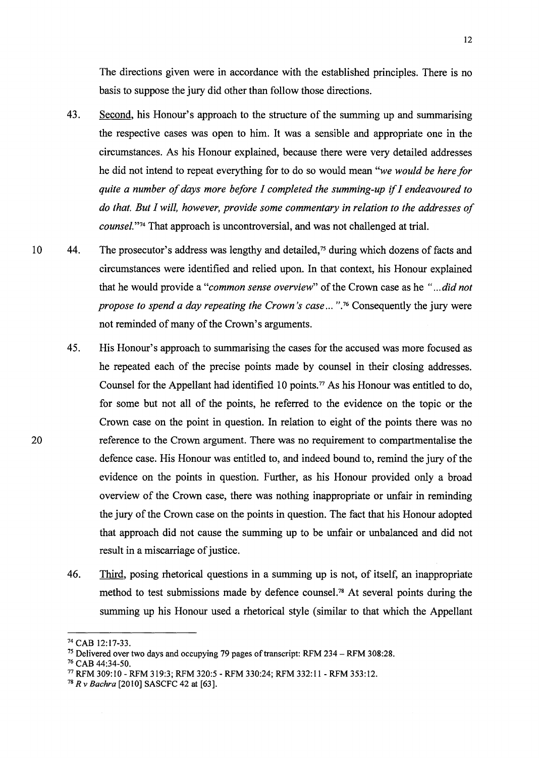The directions given were in accordance with the established principles. There is no basis to suppose the jury did other than follow those directions.

43. Second, his Honour's approach to the structure of the summing up and summarising the respective cases was open to him. It was a sensible and appropriate one in the circumstances. As his Honour explained, because there were very detailed addresses he did not intend to repeat everything for to do so would mean *"we would be here for quite a number of days more before I completed the summing-up if I endeavoured to do that. But I will, however, provide some commentary in relation to the addresses of counsel."*[74] That approach is uncontroversial, and was not challenged at trial.

44. The prosecutor's address was lengthy and detailed,[75] during which dozens of facts and circumstances were identified and relied upon. In that context, his Honour explained that he would provide a *"common sense overview"* of the Crown case as he *"...did not propose to spend a day repeating the Crown's case..."*.[76] Consequently the jury were not reminded of many of the Crown's arguments.

45. His Honour's approach to summarising the cases for the accused was more focused as he repeated each of the precise points made by counsel in their closing addresses. Counsel for the Appellant had identified 10 points.[77] As his Honour was entitled to do, for some but not all of the points, he referred to the evidence on the topic or the Crown case on the point in question. In relation to eight of the points there was no reference to the Crown argument. There was no requirement to compartmentalise the defence case. His Honour was entitled to, and indeed bound to, remind the jury of the evidence on the points in question. Further, as his Honour provided only a broad overview of the Crown case, there was nothing inappropriate or unfair in reminding the jury of the Crown case on the points in question. The fact that his Honour adopted that approach did not cause the summing up to be unfair or unbalanced and did not result in a miscarriage of justice.

46. Third, posing rhetorical questions in a summing up is not, of itself, an inappropriate method to test submissions made by defence counsel.[78] At several points during the summing up his Honour used a rhetorical style (similar to that which the Appellant

---

[74] CAB 12:17-33.

[75] Delivered over two days and occupying 79 pages of transcript: RFM 234 – RFM 308:28.

[76] CAB 44:34-50.

[77] RFM 309:10 - RFM 319:3; RFM 320:5 - RFM 330:24; RFM 332:11 - RFM 353:12.

[78] *R v Bachra* [2010] SASCFC 42 at [63].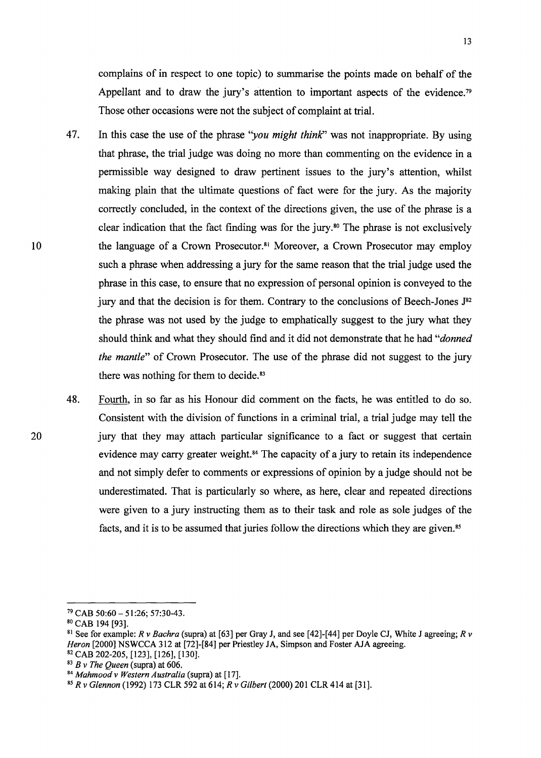complains of in respect to one topic) to summarise the points made on behalf of the Appellant and to draw the jury's attention to important aspects of the evidence.[79] Those other occasions were not the subject of complaint at trial.

47. In this case the use of the phrase "*you might think*" was not inappropriate. By using that phrase, the trial judge was doing no more than commenting on the evidence in a permissible way designed to draw pertinent issues to the jury's attention, whilst making plain that the ultimate questions of fact were for the jury. As the majority correctly concluded, in the context of the directions given, the use of the phrase is a clear indication that the fact finding was for the jury.[80] The phrase is not exclusively the language of a Crown Prosecutor.[81] Moreover, a Crown Prosecutor may employ such a phrase when addressing a jury for the same reason that the trial judge used the phrase in this case, to ensure that no expression of personal opinion is conveyed to the jury and that the decision is for them. Contrary to the conclusions of Beech-Jones J[82] the phrase was not used by the judge to emphatically suggest to the jury what they should think and what they should find and it did not demonstrate that he had "*donned the mantle*" of Crown Prosecutor. The use of the phrase did not suggest to the jury there was nothing for them to decide.[83]

48. <u>Fourth</u>, in so far as his Honour did comment on the facts, he was entitled to do so. Consistent with the division of functions in a criminal trial, a trial judge may tell the jury that they may attach particular significance to a fact or suggest that certain evidence may carry greater weight.[84] The capacity of a jury to retain its independence and not simply defer to comments or expressions of opinion by a judge should not be underestimated. That is particularly so where, as here, clear and repeated directions were given to a jury instructing them as to their task and role as sole judges of the facts, and it is to be assumed that juries follow the directions which they are given.[85]

---

[79] CAB 50:60 – 51:26; 57:30-43.

[80] CAB 194 [93].

[81] See for example: *R v Bachra* (supra) at [63] per Gray J, and see [42]-[44] per Doyle CJ, White J agreeing; *R v Heron* [2000] NSWCCA 312 at [72]-[84] per Priestley JA, Simpson and Foster AJA agreeing.

[82] CAB 202-205, [123], [126], [130].

[83] *B v The Queen* (supra) at 606.

[84] *Mahmood v Western Australia* (supra) at [17].

[85] *R v Glennon* (1992) 173 CLR 592 at 614; *R v Gilbert* (2000) 201 CLR 414 at [31].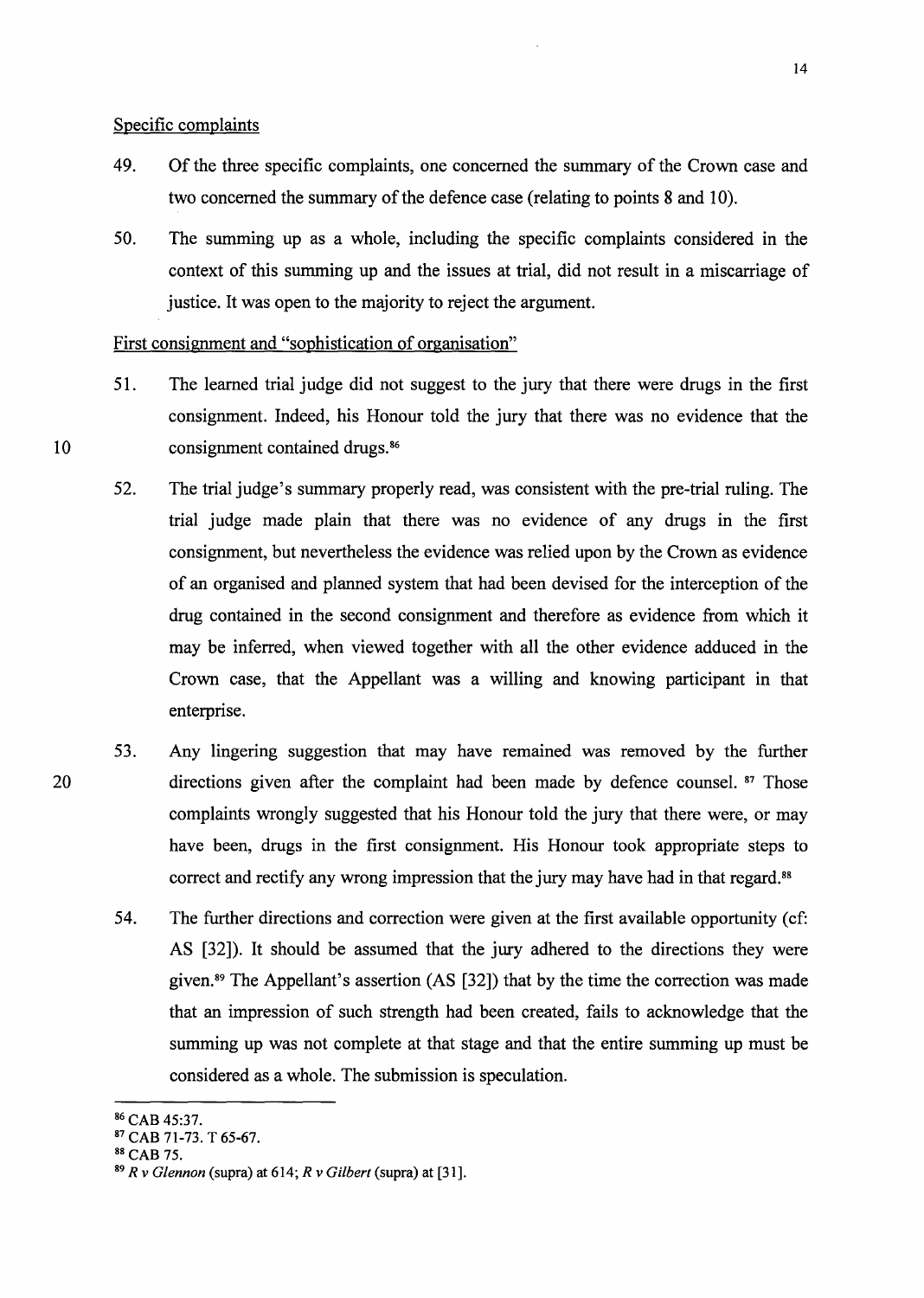Specific complaints

49. Of the three specific complaints, one concerned the summary of the Crown case and two concerned the summary of the defence case (relating to points 8 and 10).

50. The summing up as a whole, including the specific complaints considered in the context of this summing up and the issues at trial, did not result in a miscarriage of justice. It was open to the majority to reject the argument.

First consignment and "sophistication of organisation"

51. The learned trial judge did not suggest to the jury that there were drugs in the first consignment. Indeed, his Honour told the jury that there was no evidence that the consignment contained drugs.[86]

52. The trial judge's summary properly read, was consistent with the pre-trial ruling. The trial judge made plain that there was no evidence of any drugs in the first consignment, but nevertheless the evidence was relied upon by the Crown as evidence of an organised and planned system that had been devised for the interception of the drug contained in the second consignment and therefore as evidence from which it may be inferred, when viewed together with all the other evidence adduced in the Crown case, that the Appellant was a willing and knowing participant in that enterprise.

53. Any lingering suggestion that may have remained was removed by the further directions given after the complaint had been made by defence counsel.[87] Those complaints wrongly suggested that his Honour told the jury that there were, or may have been, drugs in the first consignment. His Honour took appropriate steps to correct and rectify any wrong impression that the jury may have had in that regard.[88]

54. The further directions and correction were given at the first available opportunity (cf: AS [32]). It should be assumed that the jury adhered to the directions they were given.[89] The Appellant's assertion (AS [32]) that by the time the correction was made that an impression of such strength had been created, fails to acknowledge that the summing up was not complete at that stage and that the entire summing up must be considered as a whole. The submission is speculation.

---

[86] CAB 45:37.

[87] CAB 71-73. T 65-67.

[88] CAB 75.

[89] *R v Glennon* (supra) at 614; *R v Gilbert* (supra) at [31].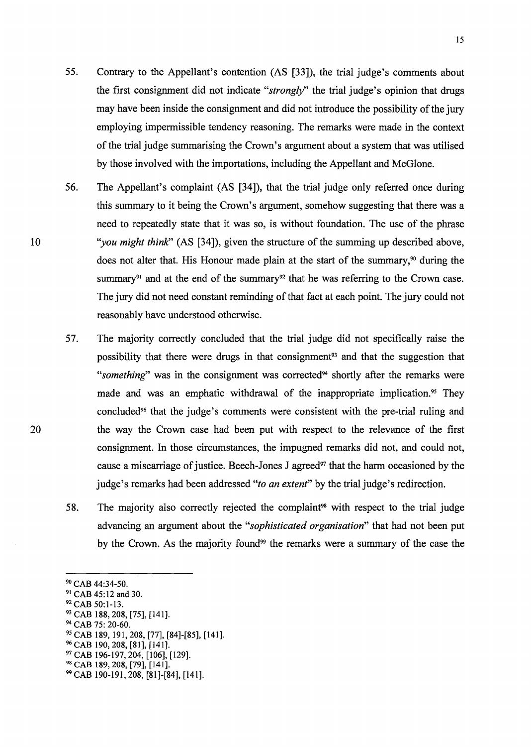55. Contrary to the Appellant's contention (AS [33]), the trial judge's comments about the first consignment did not indicate "*strongly*" the trial judge's opinion that drugs may have been inside the consignment and did not introduce the possibility of the jury employing impermissible tendency reasoning. The remarks were made in the context of the trial judge summarising the Crown's argument about a system that was utilised by those involved with the importations, including the Appellant and McGlone.

56. The Appellant's complaint (AS [34]), that the trial judge only referred once during this summary to it being the Crown's argument, somehow suggesting that there was a need to repeatedly state that it was so, is without foundation. The use of the phrase "*you might think*" (AS [34]), given the structure of the summing up described above, does not alter that. His Honour made plain at the start of the summary,[90] during the summary[91] and at the end of the summary[92] that he was referring to the Crown case. The jury did not need constant reminding of that fact at each point. The jury could not reasonably have understood otherwise.

57. The majority correctly concluded that the trial judge did not specifically raise the possibility that there were drugs in that consignment[93] and that the suggestion that "*something*" was in the consignment was corrected[94] shortly after the remarks were made and was an emphatic withdrawal of the inappropriate implication.[95] They concluded[96] that the judge's comments were consistent with the pre-trial ruling and the way the Crown case had been put with respect to the relevance of the first consignment. In those circumstances, the impugned remarks did not, and could not, cause a miscarriage of justice. Beech-Jones J agreed[97] that the harm occasioned by the judge's remarks had been addressed "*to an extent*" by the trial judge's redirection.

58. The majority also correctly rejected the complaint[98] with respect to the trial judge advancing an argument about the "*sophisticated organisation*" that had not been put by the Crown. As the majority found[99] the remarks were a summary of the case the

---

[90] CAB 44:34-50.
[91] CAB 45:12 and 30.
[92] CAB 50:1-13.
[93] CAB 188, 208, [75], [141].
[94] CAB 75: 20-60.
[95] CAB 189, 191, 208, [77], [84]-[85], [141].
[96] CAB 190, 208, [81], [141].
[97] CAB 196-197, 204, [106], [129].
[98] CAB 189, 208, [79], [141].
[99] CAB 190-191, 208, [81]-[84], [141].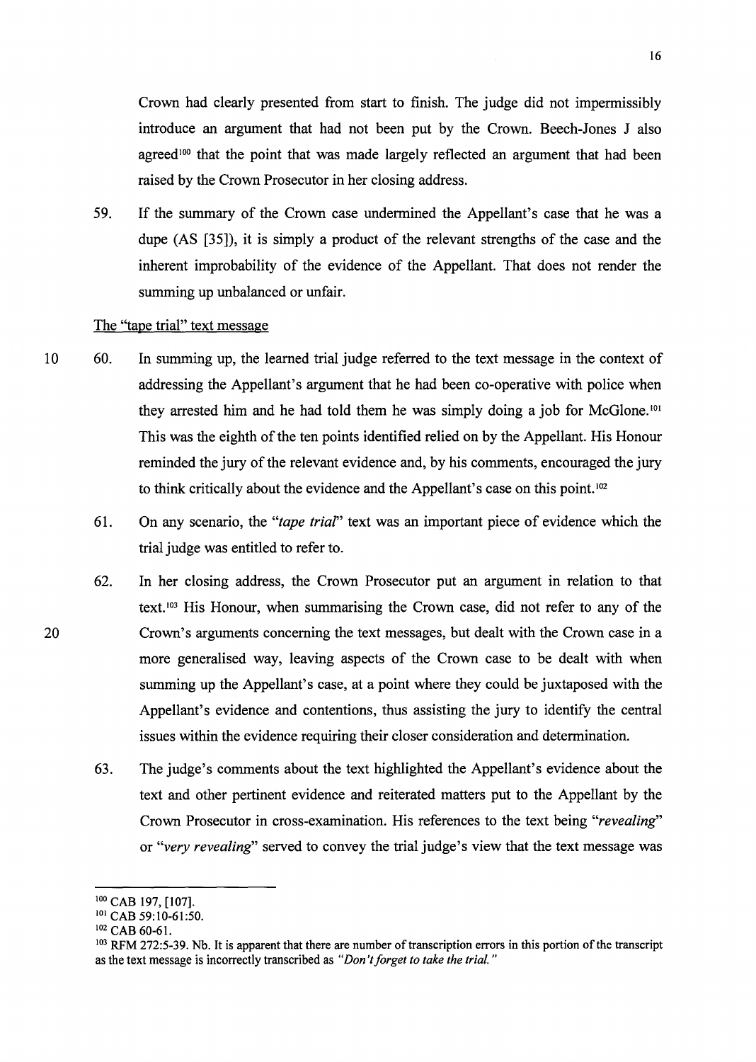Crown had clearly presented from start to finish. The judge did not impermissibly introduce an argument that had not been put by the Crown. Beech-Jones J also agreed[100] that the point that was made largely reflected an argument that had been raised by the Crown Prosecutor in her closing address.

59. If the summary of the Crown case undermined the Appellant's case that he was a dupe (AS [35]), it is simply a product of the relevant strengths of the case and the inherent improbability of the evidence of the Appellant. That does not render the summing up unbalanced or unfair.

The "tape trial" text message

60. In summing up, the learned trial judge referred to the text message in the context of addressing the Appellant's argument that he had been co-operative with police when they arrested him and he had told them he was simply doing a job for McGlone.[101] This was the eighth of the ten points identified relied on by the Appellant. His Honour reminded the jury of the relevant evidence and, by his comments, encouraged the jury to think critically about the evidence and the Appellant's case on this point.[102]

61. On any scenario, the *"tape trial"* text was an important piece of evidence which the trial judge was entitled to refer to.

62. In her closing address, the Crown Prosecutor put an argument in relation to that text.[103] His Honour, when summarising the Crown case, did not refer to any of the Crown's arguments concerning the text messages, but dealt with the Crown case in a more generalised way, leaving aspects of the Crown case to be dealt with when summing up the Appellant's case, at a point where they could be juxtaposed with the Appellant's evidence and contentions, thus assisting the jury to identify the central issues within the evidence requiring their closer consideration and determination.

63. The judge's comments about the text highlighted the Appellant's evidence about the text and other pertinent evidence and reiterated matters put to the Appellant by the Crown Prosecutor in cross-examination. His references to the text being *"revealing"* or *"very revealing"* served to convey the trial judge's view that the text message was

---

[100] CAB 197, [107].

[101] CAB 59:10-61:50.

[102] CAB 60-61.

[103] RFM 272:5-39. Nb. It is apparent that there are number of transcription errors in this portion of the transcript as the text message is incorrectly transcribed as *"Don't forget to take the trial."*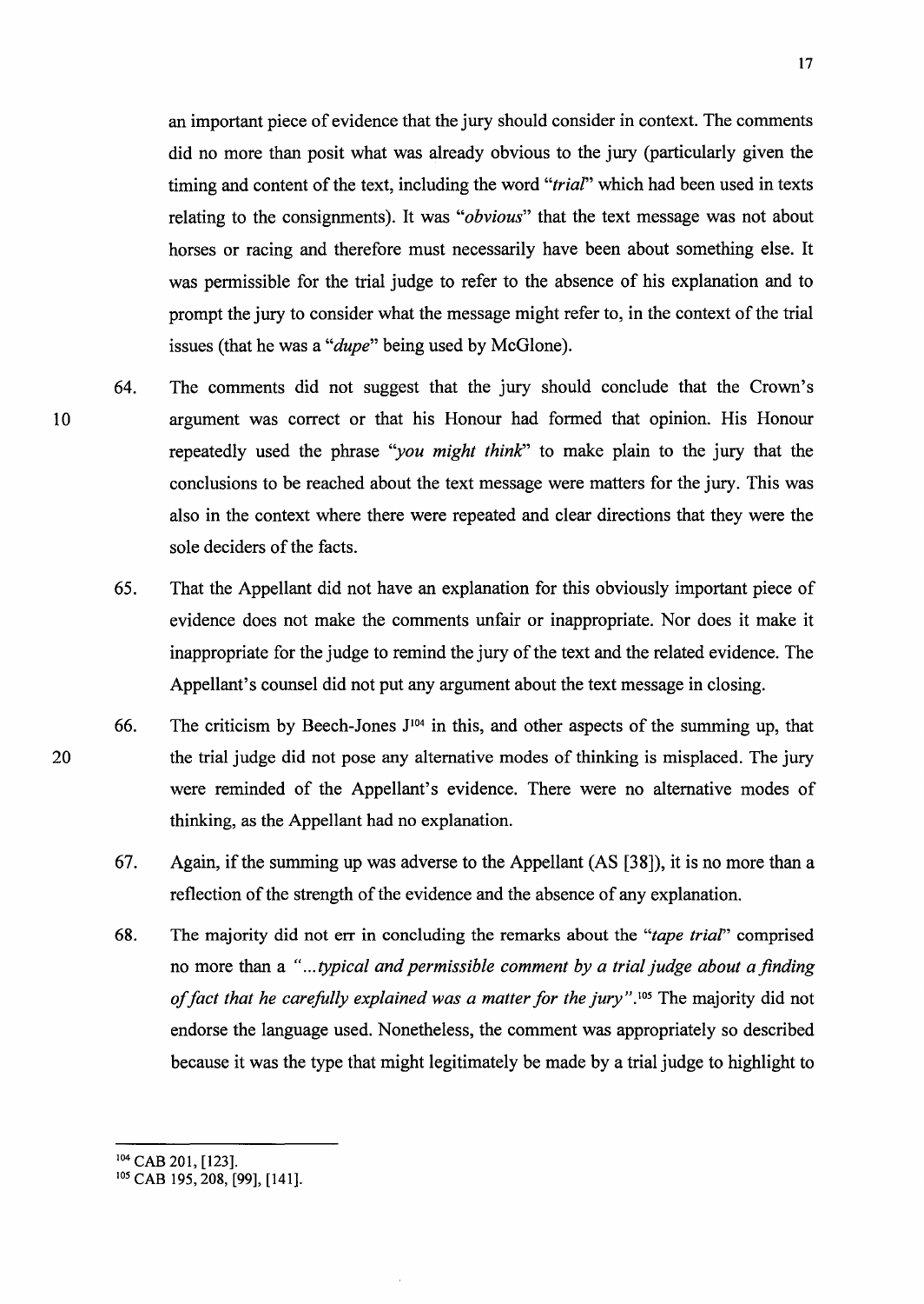an important piece of evidence that the jury should consider in context. The comments did no more than posit what was already obvious to the jury (particularly given the timing and content of the text, including the word "*trial*" which had been used in texts relating to the consignments). It was "*obvious*" that the text message was not about horses or racing and therefore must necessarily have been about something else. It was permissible for the trial judge to refer to the absence of his explanation and to prompt the jury to consider what the message might refer to, in the context of the trial issues (that he was a "*dupe*" being used by McGlone).

64. The comments did not suggest that the jury should conclude that the Crown's argument was correct or that his Honour had formed that opinion. His Honour repeatedly used the phrase "*you might think*" to make plain to the jury that the conclusions to be reached about the text message were matters for the jury. This was also in the context where there were repeated and clear directions that they were the sole deciders of the facts.

65. That the Appellant did not have an explanation for this obviously important piece of evidence does not make the comments unfair or inappropriate. Nor does it make it inappropriate for the judge to remind the jury of the text and the related evidence. The Appellant's counsel did not put any argument about the text message in closing.

66. The criticism by Beech-Jones J[104] in this, and other aspects of the summing up, that the trial judge did not pose any alternative modes of thinking is misplaced. The jury were reminded of the Appellant's evidence. There were no alternative modes of thinking, as the Appellant had no explanation.

67. Again, if the summing up was adverse to the Appellant (AS [38]), it is no more than a reflection of the strength of the evidence and the absence of any explanation.

68. The majority did not err in concluding the remarks about the "*tape trial*" comprised no more than a "*...typical and permissible comment by a trial judge about a finding of fact that he carefully explained was a matter for the jury*".[105] The majority did not endorse the language used. Nonetheless, the comment was appropriately so described because it was the type that might legitimately be made by a trial judge to highlight to

---

[104] CAB 201, [123].

[105] CAB 195, 208, [99], [141].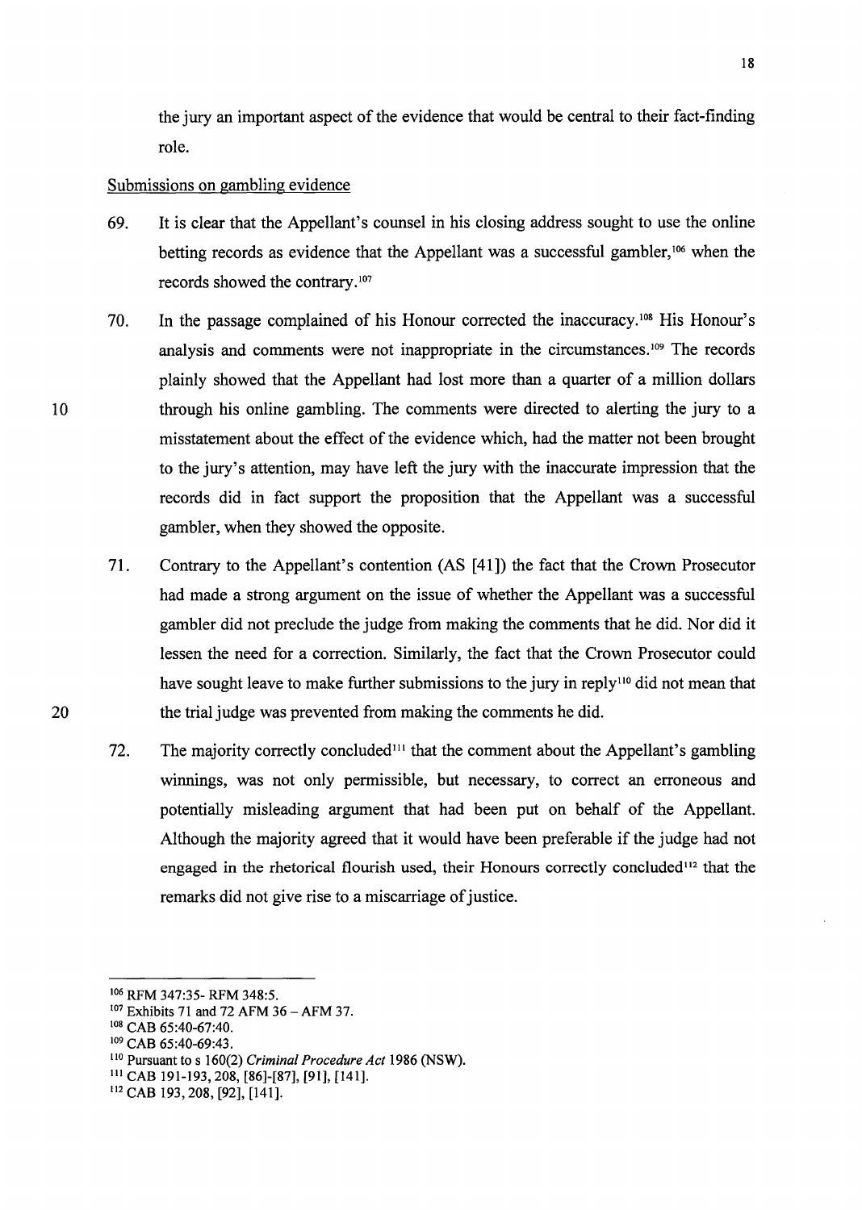the jury an important aspect of the evidence that would be central to their fact-finding role.

Submissions on gambling evidence

69. It is clear that the Appellant's counsel in his closing address sought to use the online betting records as evidence that the Appellant was a successful gambler,[106] when the records showed the contrary.[107]

70. In the passage complained of his Honour corrected the inaccuracy.[108] His Honour's analysis and comments were not inappropriate in the circumstances.[109] The records plainly showed that the Appellant had lost more than a quarter of a million dollars through his online gambling. The comments were directed to alerting the jury to a misstatement about the effect of the evidence which, had the matter not been brought to the jury's attention, may have left the jury with the inaccurate impression that the records did in fact support the proposition that the Appellant was a successful gambler, when they showed the opposite.

71. Contrary to the Appellant's contention (AS [41]) the fact that the Crown Prosecutor had made a strong argument on the issue of whether the Appellant was a successful gambler did not preclude the judge from making the comments that he did. Nor did it lessen the need for a correction. Similarly, the fact that the Crown Prosecutor could have sought leave to make further submissions to the jury in reply[110] did not mean that the trial judge was prevented from making the comments he did.

72. The majority correctly concluded[111] that the comment about the Appellant's gambling winnings, was not only permissible, but necessary, to correct an erroneous and potentially misleading argument that had been put on behalf of the Appellant. Although the majority agreed that it would have been preferable if the judge had not engaged in the rhetorical flourish used, their Honours correctly concluded[112] that the remarks did not give rise to a miscarriage of justice.

---

[106] RFM 347:35- RFM 348:5.

[107] Exhibits 71 and 72 AFM 36 – AFM 37.

[108] CAB 65:40-67:40.

[109] CAB 65:40-69:43.

[110] Pursuant to s 160(2) *Criminal Procedure Act* 1986 (NSW).

[111] CAB 191-193, 208, [86]-[87], [91], [141].

[112] CAB 193, 208, [92], [141].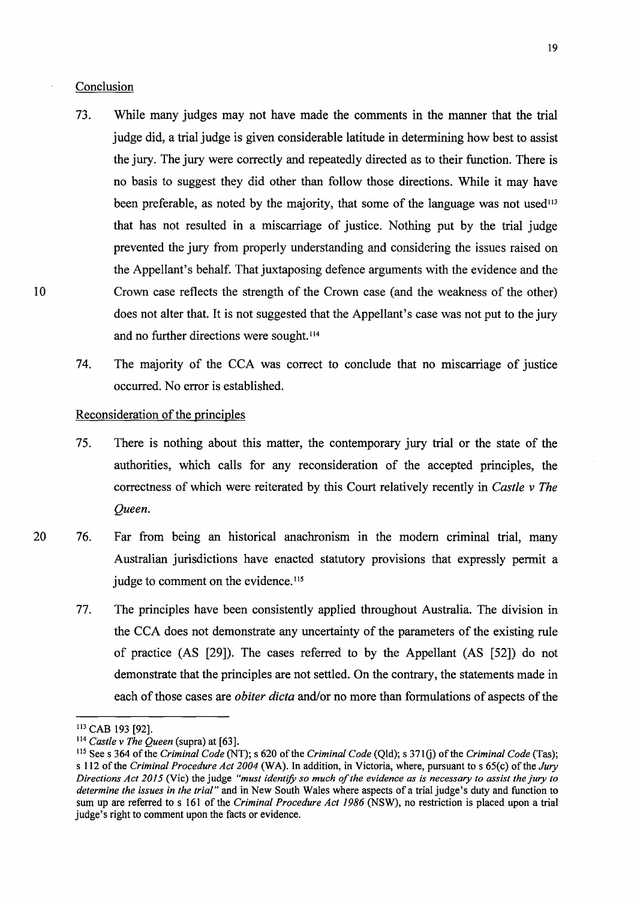Conclusion

73. While many judges may not have made the comments in the manner that the trial judge did, a trial judge is given considerable latitude in determining how best to assist the jury. The jury were correctly and repeatedly directed as to their function. There is no basis to suggest they did other than follow those directions. While it may have been preferable, as noted by the majority, that some of the language was not used[113] that has not resulted in a miscarriage of justice. Nothing put by the trial judge prevented the jury from properly understanding and considering the issues raised on the Appellant's behalf. That juxtaposing defence arguments with the evidence and the Crown case reflects the strength of the Crown case (and the weakness of the other) does not alter that. It is not suggested that the Appellant's case was not put to the jury and no further directions were sought.[114]

74. The majority of the CCA was correct to conclude that no miscarriage of justice occurred. No error is established.

Reconsideration of the principles

75. There is nothing about this matter, the contemporary jury trial or the state of the authorities, which calls for any reconsideration of the accepted principles, the correctness of which were reiterated by this Court relatively recently in *Castle v The Queen*.

76. Far from being an historical anachronism in the modern criminal trial, many Australian jurisdictions have enacted statutory provisions that expressly permit a judge to comment on the evidence.[115]

77. The principles have been consistently applied throughout Australia. The division in the CCA does not demonstrate any uncertainty of the parameters of the existing rule of practice (AS [29]). The cases referred to by the Appellant (AS [52]) do not demonstrate that the principles are not settled. On the contrary, the statements made in each of those cases are *obiter dicta* and/or no more than formulations of aspects of the

---

[113] CAB 193 [92].

[114] *Castle v The Queen* (supra) at [63].

[115] See s 364 of the *Criminal Code* (NT); s 620 of the *Criminal Code* (Qld); s 371(j) of the *Criminal Code* (Tas); s 112 of the *Criminal Procedure Act 2004* (WA). In addition, in Victoria, where, pursuant to s 65(c) of the *Jury Directions Act 2015* (Vic) the judge *"must identify so much of the evidence as is necessary to assist the jury to determine the issues in the trial"* and in New South Wales where aspects of a trial judge's duty and function to sum up are referred to s 161 of the *Criminal Procedure Act 1986* (NSW), no restriction is placed upon a trial judge's right to comment upon the facts or evidence.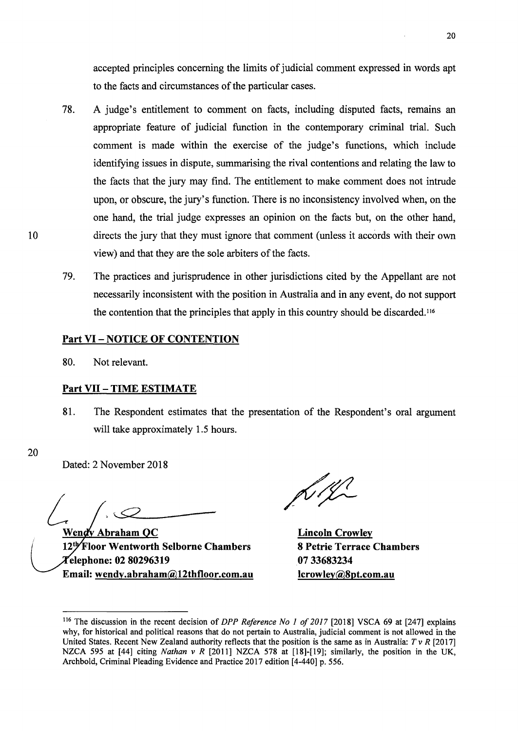accepted principles concerning the limits of judicial comment expressed in words apt to the facts and circumstances of the particular cases.

78. A judge's entitlement to comment on facts, including disputed facts, remains an appropriate feature of judicial function in the contemporary criminal trial. Such comment is made within the exercise of the judge's functions, which include identifying issues in dispute, summarising the rival contentions and relating the law to the facts that the jury may find. The entitlement to make comment does not intrude upon, or obscure, the jury's function. There is no inconsistency involved when, on the one hand, the trial judge expresses an opinion on the facts but, on the other hand, directs the jury that they must ignore that comment (unless it accords with their own view) and that they are the sole arbiters of the facts.

79. The practices and jurisprudence in other jurisdictions cited by the Appellant are not necessarily inconsistent with the position in Australia and in any event, do not support the contention that the principles that apply in this country should be discarded.[116]

## Part VI – NOTICE OF CONTENTION

80. Not relevant.

## Part VII – TIME ESTIMATE

81. The Respondent estimates that the presentation of the Respondent's oral argument will take approximately 1.5 hours.

Dated: 2 November 2018

**Wendy Abraham QC**
**12th Floor Wentworth Selborne Chambers**
**Telephone: 02 80296319**
**Email: wendy.abraham@12thfloor.com.au**

**Lincoln Crowley**
**8 Petrie Terrace Chambers**
**07 33683234**
**lcrowley@8pt.com.au**

---

[116] The discussion in the recent decision of *DPP Reference No 1 of 2017* [2018] VSCA 69 at [247] explains why, for historical and political reasons that do not pertain to Australia, judicial comment is not allowed in the United States. Recent New Zealand authority reflects that the position is the same as in Australia: *T v R* [2017] NZCA 595 at [44] citing *Nathan v R* [2011] NZCA 578 at [18]-[19]; similarly, the position in the UK, Archbold, Criminal Pleading Evidence and Practice 2017 edition [4-440] p. 556.